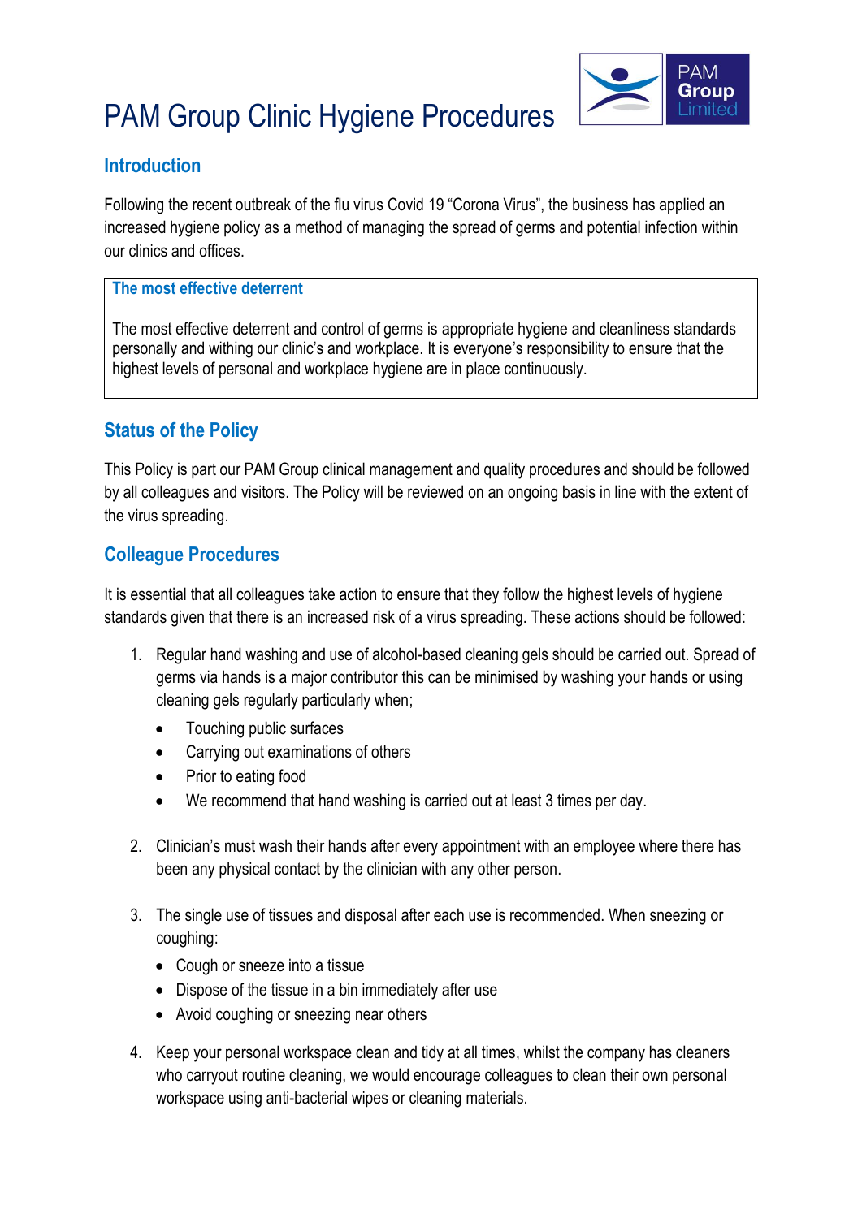# PAM Group Clinic Hygiene Procedures

## Introduction

Following the recent outbreak of the flu virus Covid 19 "Corona Virus", the business has applied an increased hygiene policy as a method of managing the spread of germs and potential infection within our clinics and offices.

> **The most effective deterrent**
>
> The most effective deterrent and control of germs is appropriate hygiene and cleanliness standards personally and withing our clinic's and workplace. It is everyone's responsibility to ensure that the highest levels of personal and workplace hygiene are in place continuously.

## Status of the Policy

This Policy is part our PAM Group clinical management and quality procedures and should be followed by all colleagues and visitors. The Policy will be reviewed on an ongoing basis in line with the extent of the virus spreading.

## Colleague Procedures

It is essential that all colleagues take action to ensure that they follow the highest levels of hygiene standards given that there is an increased risk of a virus spreading. These actions should be followed:

1. Regular hand washing and use of alcohol-based cleaning gels should be carried out. Spread of germs via hands is a major contributor this can be minimised by washing your hands or using cleaning gels regularly particularly when;
   - Touching public surfaces
   - Carrying out examinations of others
   - Prior to eating food
   - We recommend that hand washing is carried out at least 3 times per day.

2. Clinician's must wash their hands after every appointment with an employee where there has been any physical contact by the clinician with any other person.

3. The single use of tissues and disposal after each use is recommended. When sneezing or coughing:
   - Cough or sneeze into a tissue
   - Dispose of the tissue in a bin immediately after use
   - Avoid coughing or sneezing near others

4. Keep your personal workspace clean and tidy at all times, whilst the company has cleaners who carryout routine cleaning, we would encourage colleagues to clean their own personal workspace using anti-bacterial wipes or cleaning materials.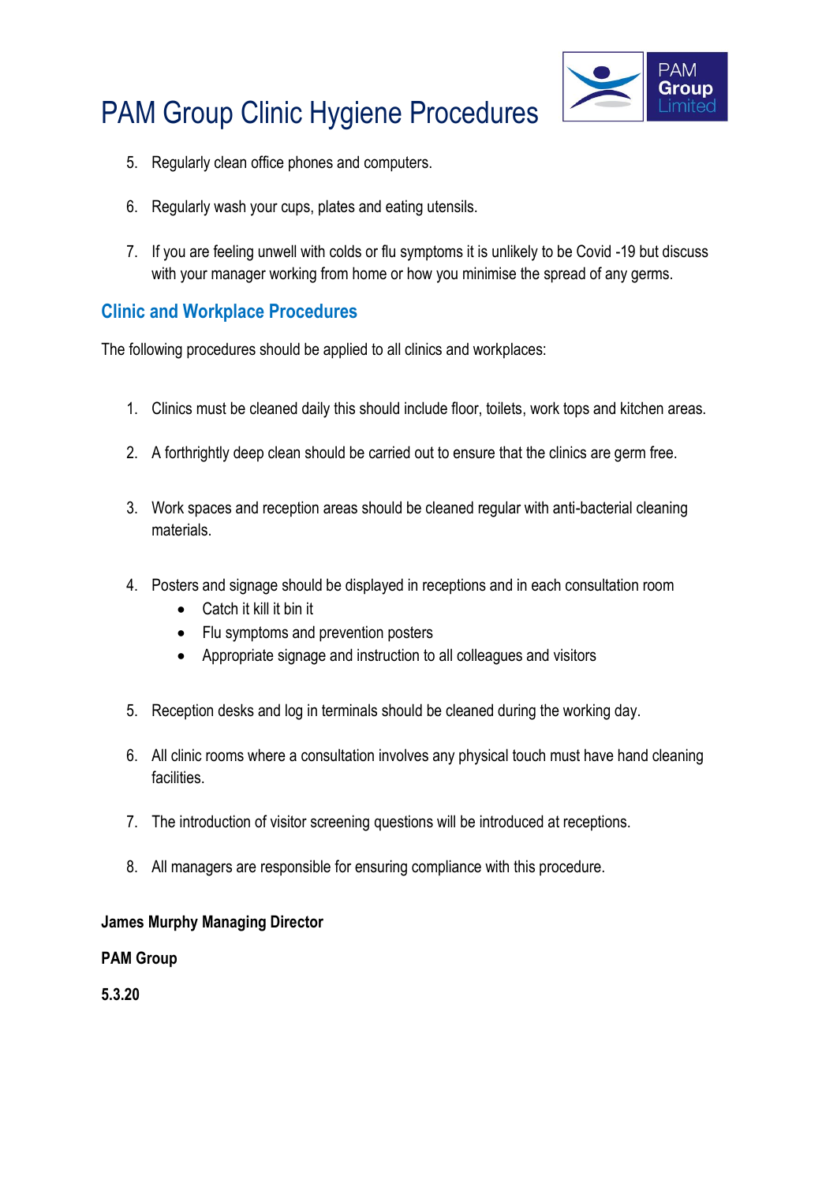5. Regularly clean office phones and computers.

6. Regularly wash your cups, plates and eating utensils.

7. If you are feeling unwell with colds or flu symptoms it is unlikely to be Covid -19 but discuss with your manager working from home or how you minimise the spread of any germs.

## Clinic and Workplace Procedures

The following procedures should be applied to all clinics and workplaces:

1. Clinics must be cleaned daily this should include floor, toilets, work tops and kitchen areas.

2. A forthrightly deep clean should be carried out to ensure that the clinics are germ free.

3. Work spaces and reception areas should be cleaned regular with anti-bacterial cleaning materials.

4. Posters and signage should be displayed in receptions and in each consultation room
   - Catch it kill it bin it
   - Flu symptoms and prevention posters
   - Appropriate signage and instruction to all colleagues and visitors

5. Reception desks and log in terminals should be cleaned during the working day.

6. All clinic rooms where a consultation involves any physical touch must have hand cleaning facilities.

7. The introduction of visitor screening questions will be introduced at receptions.

8. All managers are responsible for ensuring compliance with this procedure.

**James Murphy Managing Director**

**PAM Group**

**5.3.20**